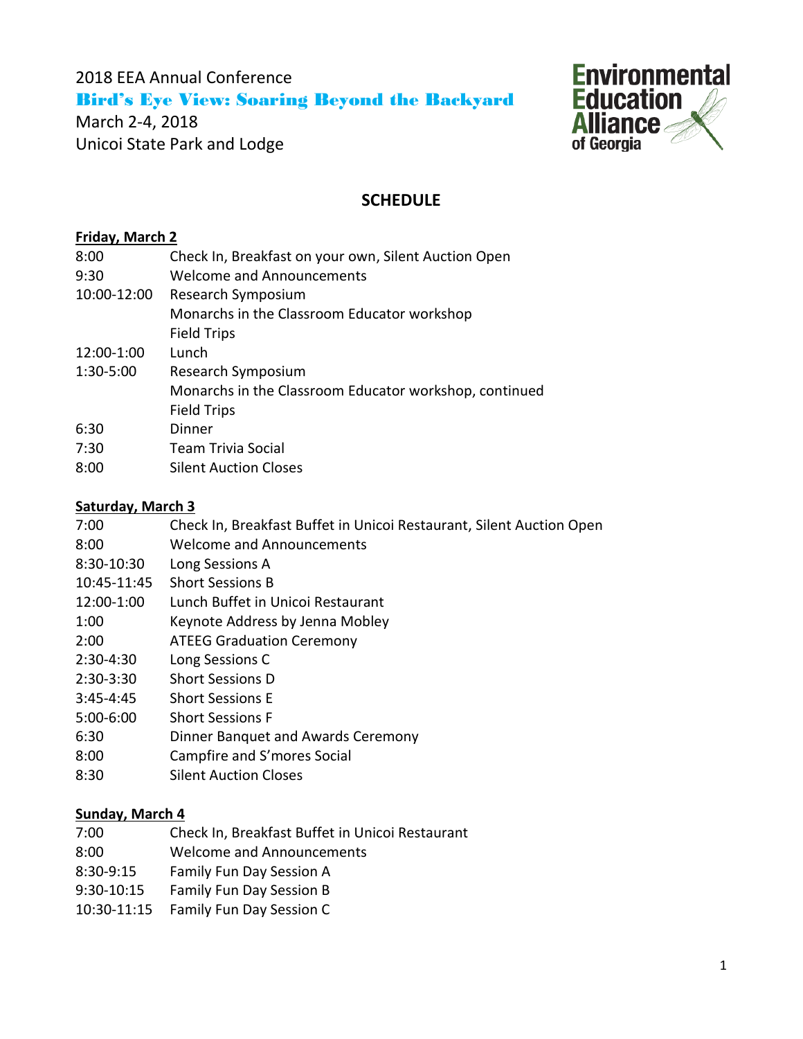2018 EEA Annual Conference

**Bird's Eye View: Soaring Beyond the Backyard**

March 2-4, 2018

Unicoi State Park and Lodge

Environmental Education Alliance of Georgia

## SCHEDULE

**Friday, March 2**

| | |
|---|---|
| 8:00 | Check In, Breakfast on your own, Silent Auction Open |
| 9:30 | Welcome and Announcements |
| 10:00-12:00 | Research Symposium |
| | Monarchs in the Classroom Educator workshop |
| | Field Trips |
| 12:00-1:00 | Lunch |
| 1:30-5:00 | Research Symposium |
| | Monarchs in the Classroom Educator workshop, continued |
| | Field Trips |
| 6:30 | Dinner |
| 7:30 | Team Trivia Social |
| 8:00 | Silent Auction Closes |

**Saturday, March 3**

| | |
|---|---|
| 7:00 | Check In, Breakfast Buffet in Unicoi Restaurant, Silent Auction Open |
| 8:00 | Welcome and Announcements |
| 8:30-10:30 | Long Sessions A |
| 10:45-11:45 | Short Sessions B |
| 12:00-1:00 | Lunch Buffet in Unicoi Restaurant |
| 1:00 | Keynote Address by Jenna Mobley |
| 2:00 | ATEEG Graduation Ceremony |
| 2:30-4:30 | Long Sessions C |
| 2:30-3:30 | Short Sessions D |
| 3:45-4:45 | Short Sessions E |
| 5:00-6:00 | Short Sessions F |
| 6:30 | Dinner Banquet and Awards Ceremony |
| 8:00 | Campfire and S'mores Social |
| 8:30 | Silent Auction Closes |

**Sunday, March 4**

| | |
|---|---|
| 7:00 | Check In, Breakfast Buffet in Unicoi Restaurant |
| 8:00 | Welcome and Announcements |
| 8:30-9:15 | Family Fun Day Session A |
| 9:30-10:15 | Family Fun Day Session B |
| 10:30-11:15 | Family Fun Day Session C |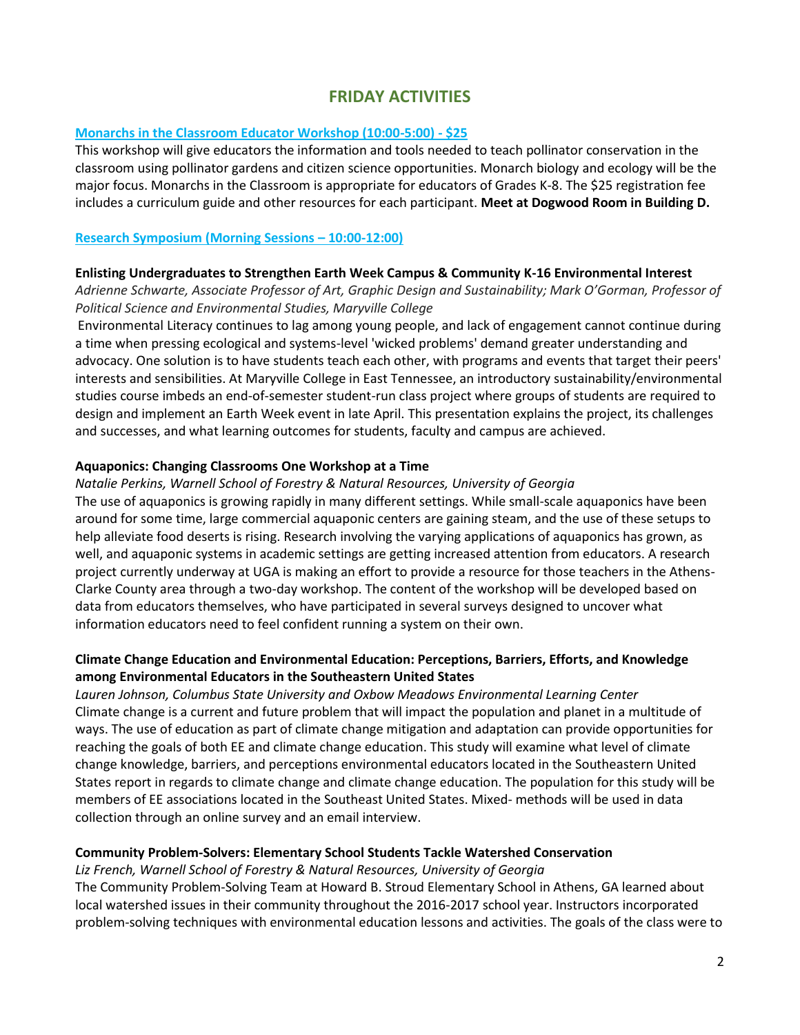## FRIDAY ACTIVITIES

**Monarchs in the Classroom Educator Workshop (10:00-5:00) - $25**

This workshop will give educators the information and tools needed to teach pollinator conservation in the classroom using pollinator gardens and citizen science opportunities. Monarch biology and ecology will be the major focus. Monarchs in the Classroom is appropriate for educators of Grades K-8. The $25 registration fee includes a curriculum guide and other resources for each participant. **Meet at Dogwood Room in Building D.**

**Research Symposium (Morning Sessions – 10:00-12:00)**

**Enlisting Undergraduates to Strengthen Earth Week Campus & Community K-16 Environmental Interest**

*Adrienne Schwarte, Associate Professor of Art, Graphic Design and Sustainability; Mark O'Gorman, Professor of Political Science and Environmental Studies, Maryville College*

Environmental Literacy continues to lag among young people, and lack of engagement cannot continue during a time when pressing ecological and systems-level 'wicked problems' demand greater understanding and advocacy. One solution is to have students teach each other, with programs and events that target their peers' interests and sensibilities. At Maryville College in East Tennessee, an introductory sustainability/environmental studies course imbeds an end-of-semester student-run class project where groups of students are required to design and implement an Earth Week event in late April. This presentation explains the project, its challenges and successes, and what learning outcomes for students, faculty and campus are achieved.

**Aquaponics: Changing Classrooms One Workshop at a Time**

*Natalie Perkins, Warnell School of Forestry & Natural Resources, University of Georgia*

The use of aquaponics is growing rapidly in many different settings. While small-scale aquaponics have been around for some time, large commercial aquaponic centers are gaining steam, and the use of these setups to help alleviate food deserts is rising. Research involving the varying applications of aquaponics has grown, as well, and aquaponic systems in academic settings are getting increased attention from educators. A research project currently underway at UGA is making an effort to provide a resource for those teachers in the Athens-Clarke County area through a two-day workshop. The content of the workshop will be developed based on data from educators themselves, who have participated in several surveys designed to uncover what information educators need to feel confident running a system on their own.

**Climate Change Education and Environmental Education: Perceptions, Barriers, Efforts, and Knowledge among Environmental Educators in the Southeastern United States**

*Lauren Johnson, Columbus State University and Oxbow Meadows Environmental Learning Center*

Climate change is a current and future problem that will impact the population and planet in a multitude of ways. The use of education as part of climate change mitigation and adaptation can provide opportunities for reaching the goals of both EE and climate change education. This study will examine what level of climate change knowledge, barriers, and perceptions environmental educators located in the Southeastern United States report in regards to climate change and climate change education. The population for this study will be members of EE associations located in the Southeast United States. Mixed- methods will be used in data collection through an online survey and an email interview.

**Community Problem-Solvers: Elementary School Students Tackle Watershed Conservation**

*Liz French, Warnell School of Forestry & Natural Resources, University of Georgia*

The Community Problem-Solving Team at Howard B. Stroud Elementary School in Athens, GA learned about local watershed issues in their community throughout the 2016-2017 school year. Instructors incorporated problem-solving techniques with environmental education lessons and activities. The goals of the class were to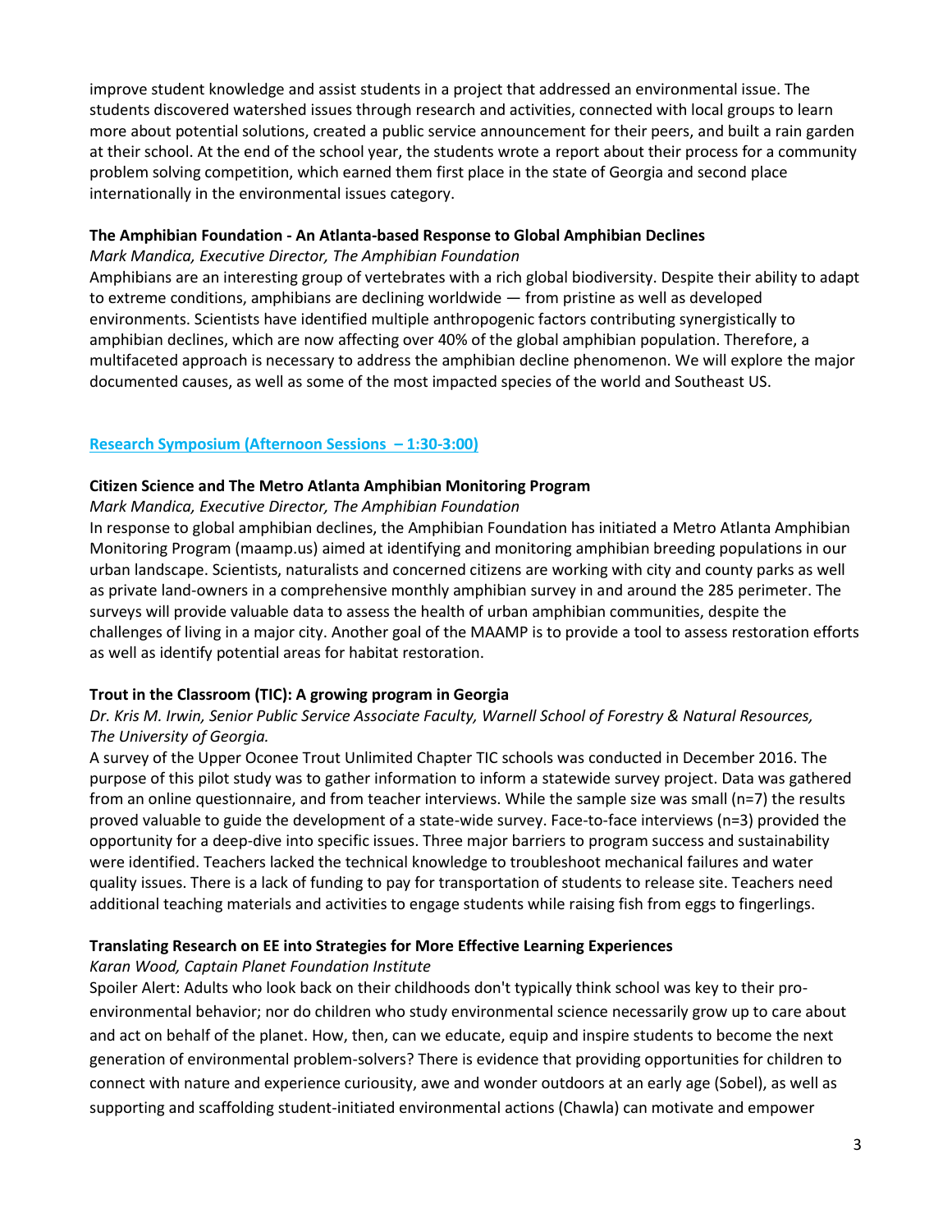improve student knowledge and assist students in a project that addressed an environmental issue. The students discovered watershed issues through research and activities, connected with local groups to learn more about potential solutions, created a public service announcement for their peers, and built a rain garden at their school. At the end of the school year, the students wrote a report about their process for a community problem solving competition, which earned them first place in the state of Georgia and second place internationally in the environmental issues category.

**The Amphibian Foundation - An Atlanta-based Response to Global Amphibian Declines**

*Mark Mandica, Executive Director, The Amphibian Foundation*

Amphibians are an interesting group of vertebrates with a rich global biodiversity. Despite their ability to adapt to extreme conditions, amphibians are declining worldwide — from pristine as well as developed environments. Scientists have identified multiple anthropogenic factors contributing synergistically to amphibian declines, which are now affecting over 40% of the global amphibian population. Therefore, a multifaceted approach is necessary to address the amphibian decline phenomenon. We will explore the major documented causes, as well as some of the most impacted species of the world and Southeast US.

## Research Symposium (Afternoon Sessions – 1:30-3:00)

**Citizen Science and The Metro Atlanta Amphibian Monitoring Program**

*Mark Mandica, Executive Director, The Amphibian Foundation*

In response to global amphibian declines, the Amphibian Foundation has initiated a Metro Atlanta Amphibian Monitoring Program (maamp.us) aimed at identifying and monitoring amphibian breeding populations in our urban landscape. Scientists, naturalists and concerned citizens are working with city and county parks as well as private land-owners in a comprehensive monthly amphibian survey in and around the 285 perimeter. The surveys will provide valuable data to assess the health of urban amphibian communities, despite the challenges of living in a major city. Another goal of the MAAMP is to provide a tool to assess restoration efforts as well as identify potential areas for habitat restoration.

**Trout in the Classroom (TIC): A growing program in Georgia**

*Dr. Kris M. Irwin, Senior Public Service Associate Faculty, Warnell School of Forestry & Natural Resources, The University of Georgia.*

A survey of the Upper Oconee Trout Unlimited Chapter TIC schools was conducted in December 2016. The purpose of this pilot study was to gather information to inform a statewide survey project. Data was gathered from an online questionnaire, and from teacher interviews. While the sample size was small (n=7) the results proved valuable to guide the development of a state-wide survey. Face-to-face interviews (n=3) provided the opportunity for a deep-dive into specific issues. Three major barriers to program success and sustainability were identified. Teachers lacked the technical knowledge to troubleshoot mechanical failures and water quality issues. There is a lack of funding to pay for transportation of students to release site. Teachers need additional teaching materials and activities to engage students while raising fish from eggs to fingerlings.

**Translating Research on EE into Strategies for More Effective Learning Experiences**

*Karan Wood, Captain Planet Foundation Institute*

Spoiler Alert: Adults who look back on their childhoods don't typically think school was key to their pro-environmental behavior; nor do children who study environmental science necessarily grow up to care about and act on behalf of the planet. How, then, can we educate, equip and inspire students to become the next generation of environmental problem-solvers? There is evidence that providing opportunities for children to connect with nature and experience curiousity, awe and wonder outdoors at an early age (Sobel), as well as supporting and scaffolding student-initiated environmental actions (Chawla) can motivate and empower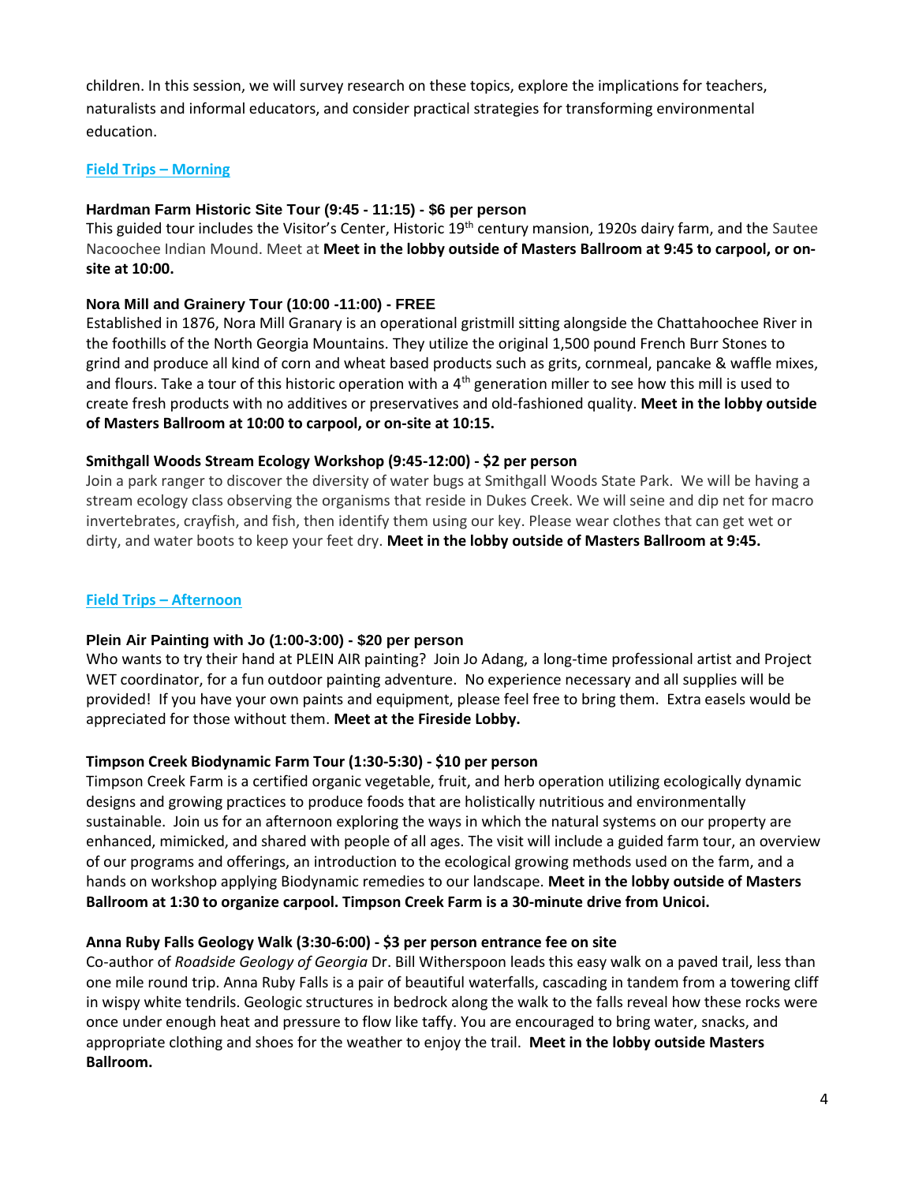children. In this session, we will survey research on these topics, explore the implications for teachers, naturalists and informal educators, and consider practical strategies for transforming environmental education.

## Field Trips – Morning

### Hardman Farm Historic Site Tour (9:45 - 11:15) - $6 per person

This guided tour includes the Visitor's Center, Historic 19th century mansion, 1920s dairy farm, and the Sautee Nacoochee Indian Mound. Meet at **Meet in the lobby outside of Masters Ballroom at 9:45 to carpool, or on-site at 10:00.**

### Nora Mill and Grainery Tour (10:00 -11:00) - FREE

Established in 1876, Nora Mill Granary is an operational gristmill sitting alongside the Chattahoochee River in the foothills of the North Georgia Mountains. They utilize the original 1,500 pound French Burr Stones to grind and produce all kind of corn and wheat based products such as grits, cornmeal, pancake & waffle mixes, and flours. Take a tour of this historic operation with a 4th generation miller to see how this mill is used to create fresh products with no additives or preservatives and old-fashioned quality. **Meet in the lobby outside of Masters Ballroom at 10:00 to carpool, or on-site at 10:15.**

### Smithgall Woods Stream Ecology Workshop (9:45-12:00) - $2 per person

Join a park ranger to discover the diversity of water bugs at Smithgall Woods State Park. We will be having a stream ecology class observing the organisms that reside in Dukes Creek. We will seine and dip net for macro invertebrates, crayfish, and fish, then identify them using our key. Please wear clothes that can get wet or dirty, and water boots to keep your feet dry. **Meet in the lobby outside of Masters Ballroom at 9:45.**

## Field Trips – Afternoon

### Plein Air Painting with Jo (1:00-3:00) - $20 per person

Who wants to try their hand at PLEIN AIR painting? Join Jo Adang, a long-time professional artist and Project WET coordinator, for a fun outdoor painting adventure. No experience necessary and all supplies will be provided! If you have your own paints and equipment, please feel free to bring them. Extra easels would be appreciated for those without them. **Meet at the Fireside Lobby.**

### Timpson Creek Biodynamic Farm Tour (1:30-5:30) - $10 per person

Timpson Creek Farm is a certified organic vegetable, fruit, and herb operation utilizing ecologically dynamic designs and growing practices to produce foods that are holistically nutritious and environmentally sustainable. Join us for an afternoon exploring the ways in which the natural systems on our property are enhanced, mimicked, and shared with people of all ages. The visit will include a guided farm tour, an overview of our programs and offerings, an introduction to the ecological growing methods used on the farm, and a hands on workshop applying Biodynamic remedies to our landscape. **Meet in the lobby outside of Masters Ballroom at 1:30 to organize carpool. Timpson Creek Farm is a 30-minute drive from Unicoi.**

### Anna Ruby Falls Geology Walk (3:30-6:00) - $3 per person entrance fee on site

Co-author of *Roadside Geology of Georgia* Dr. Bill Witherspoon leads this easy walk on a paved trail, less than one mile round trip. Anna Ruby Falls is a pair of beautiful waterfalls, cascading in tandem from a towering cliff in wispy white tendrils. Geologic structures in bedrock along the walk to the falls reveal how these rocks were once under enough heat and pressure to flow like taffy. You are encouraged to bring water, snacks, and appropriate clothing and shoes for the weather to enjoy the trail. **Meet in the lobby outside Masters Ballroom.**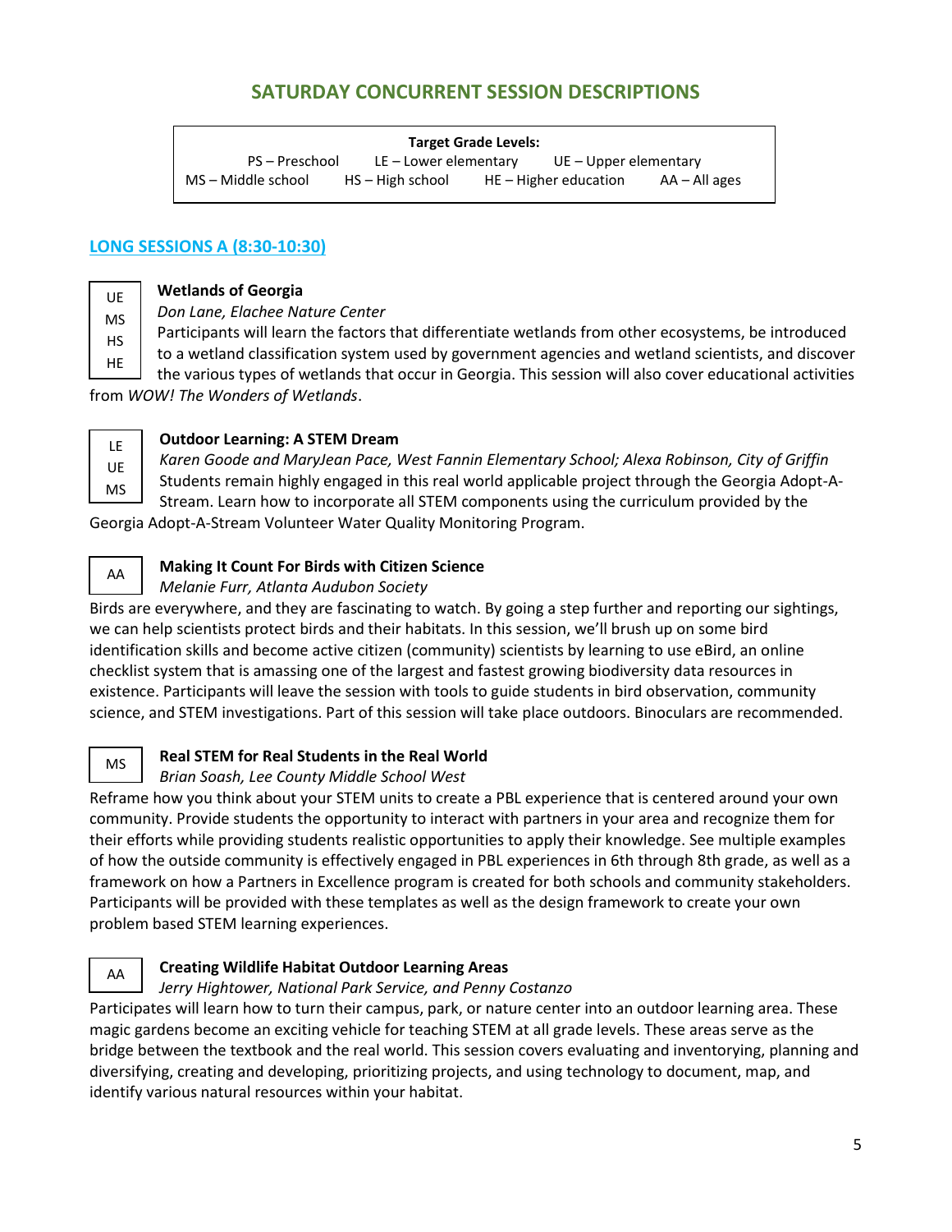## SATURDAY CONCURRENT SESSION DESCRIPTIONS

**Target Grade Levels:**
PS – Preschool LE – Lower elementary UE – Upper elementary
MS – Middle school HS – High school HE – Higher education AA – All ages

### LONG SESSIONS A (8:30-10:30)

UE
MS
HS
HE

**Wetlands of Georgia**
*Don Lane, Elachee Nature Center*
Participants will learn the factors that differentiate wetlands from other ecosystems, be introduced to a wetland classification system used by government agencies and wetland scientists, and discover the various types of wetlands that occur in Georgia. This session will also cover educational activities from *WOW! The Wonders of Wetlands*.

LE
UE
MS

**Outdoor Learning: A STEM Dream**
*Karen Goode and MaryJean Pace, West Fannin Elementary School; Alexa Robinson, City of Griffin*
Students remain highly engaged in this real world applicable project through the Georgia Adopt-A-Stream. Learn how to incorporate all STEM components using the curriculum provided by the Georgia Adopt-A-Stream Volunteer Water Quality Monitoring Program.

AA

**Making It Count For Birds with Citizen Science**
*Melanie Furr, Atlanta Audubon Society*
Birds are everywhere, and they are fascinating to watch. By going a step further and reporting our sightings, we can help scientists protect birds and their habitats. In this session, we'll brush up on some bird identification skills and become active citizen (community) scientists by learning to use eBird, an online checklist system that is amassing one of the largest and fastest growing biodiversity data resources in existence. Participants will leave the session with tools to guide students in bird observation, community science, and STEM investigations. Part of this session will take place outdoors. Binoculars are recommended.

MS

**Real STEM for Real Students in the Real World**
*Brian Soash, Lee County Middle School West*
Reframe how you think about your STEM units to create a PBL experience that is centered around your own community. Provide students the opportunity to interact with partners in your area and recognize them for their efforts while providing students realistic opportunities to apply their knowledge. See multiple examples of how the outside community is effectively engaged in PBL experiences in 6th through 8th grade, as well as a framework on how a Partners in Excellence program is created for both schools and community stakeholders. Participants will be provided with these templates as well as the design framework to create your own problem based STEM learning experiences.

AA

**Creating Wildlife Habitat Outdoor Learning Areas**
*Jerry Hightower, National Park Service, and Penny Costanzo*
Participates will learn how to turn their campus, park, or nature center into an outdoor learning area. These magic gardens become an exciting vehicle for teaching STEM at all grade levels. These areas serve as the bridge between the textbook and the real world. This session covers evaluating and inventorying, planning and diversifying, creating and developing, prioritizing projects, and using technology to document, map, and identify various natural resources within your habitat.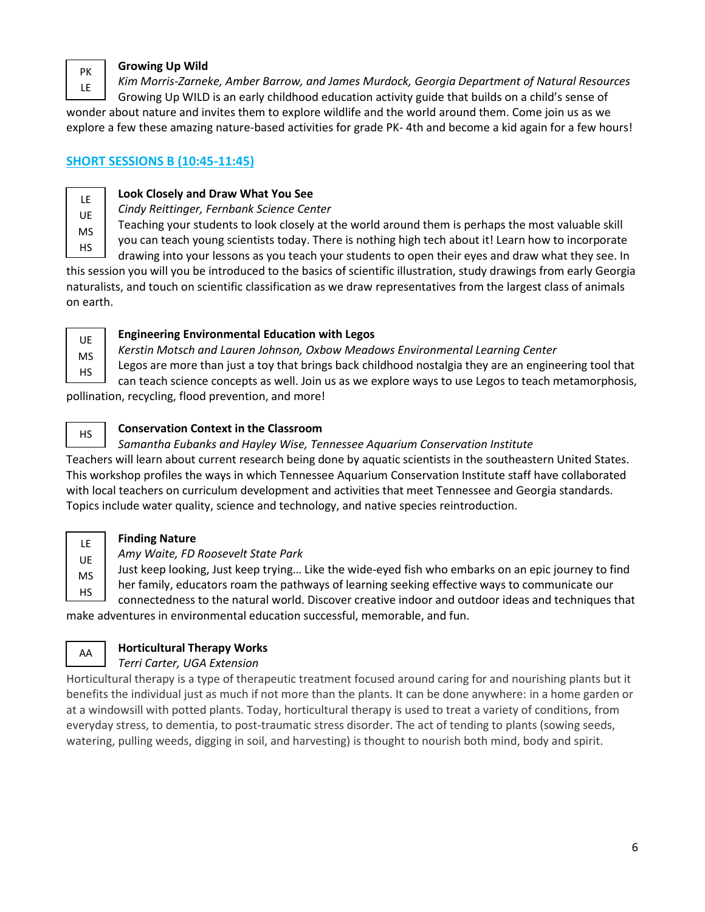PK
LE

**Growing Up Wild**
*Kim Morris-Zarneke, Amber Barrow, and James Murdock, Georgia Department of Natural Resources*
Growing Up WILD is an early childhood education activity guide that builds on a child's sense of wonder about nature and invites them to explore wildlife and the world around them. Come join us as we explore a few these amazing nature-based activities for grade PK- 4th and become a kid again for a few hours!

## SHORT SESSIONS B (10:45-11:45)

LE
UE
MS
HS

**Look Closely and Draw What You See**
*Cindy Reittinger, Fernbank Science Center*
Teaching your students to look closely at the world around them is perhaps the most valuable skill you can teach young scientists today. There is nothing high tech about it! Learn how to incorporate drawing into your lessons as you teach your students to open their eyes and draw what they see. In this session you will you be introduced to the basics of scientific illustration, study drawings from early Georgia naturalists, and touch on scientific classification as we draw representatives from the largest class of animals on earth.

UE
MS
HS

**Engineering Environmental Education with Legos**
*Kerstin Motsch and Lauren Johnson, Oxbow Meadows Environmental Learning Center*
Legos are more than just a toy that brings back childhood nostalgia they are an engineering tool that can teach science concepts as well. Join us as we explore ways to use Legos to teach metamorphosis, pollination, recycling, flood prevention, and more!

HS

**Conservation Context in the Classroom**
*Samantha Eubanks and Hayley Wise, Tennessee Aquarium Conservation Institute*
Teachers will learn about current research being done by aquatic scientists in the southeastern United States. This workshop profiles the ways in which Tennessee Aquarium Conservation Institute staff have collaborated with local teachers on curriculum development and activities that meet Tennessee and Georgia standards. Topics include water quality, science and technology, and native species reintroduction.

LE
UE
MS
HS

**Finding Nature**
*Amy Waite, FD Roosevelt State Park*
Just keep looking, Just keep trying… Like the wide-eyed fish who embarks on an epic journey to find her family, educators roam the pathways of learning seeking effective ways to communicate our connectedness to the natural world. Discover creative indoor and outdoor ideas and techniques that make adventures in environmental education successful, memorable, and fun.

AA

**Horticultural Therapy Works**
*Terri Carter, UGA Extension*
Horticultural therapy is a type of therapeutic treatment focused around caring for and nourishing plants but it benefits the individual just as much if not more than the plants. It can be done anywhere: in a home garden or at a windowsill with potted plants. Today, horticultural therapy is used to treat a variety of conditions, from everyday stress, to dementia, to post-traumatic stress disorder. The act of tending to plants (sowing seeds, watering, pulling weeds, digging in soil, and harvesting) is thought to nourish both mind, body and spirit.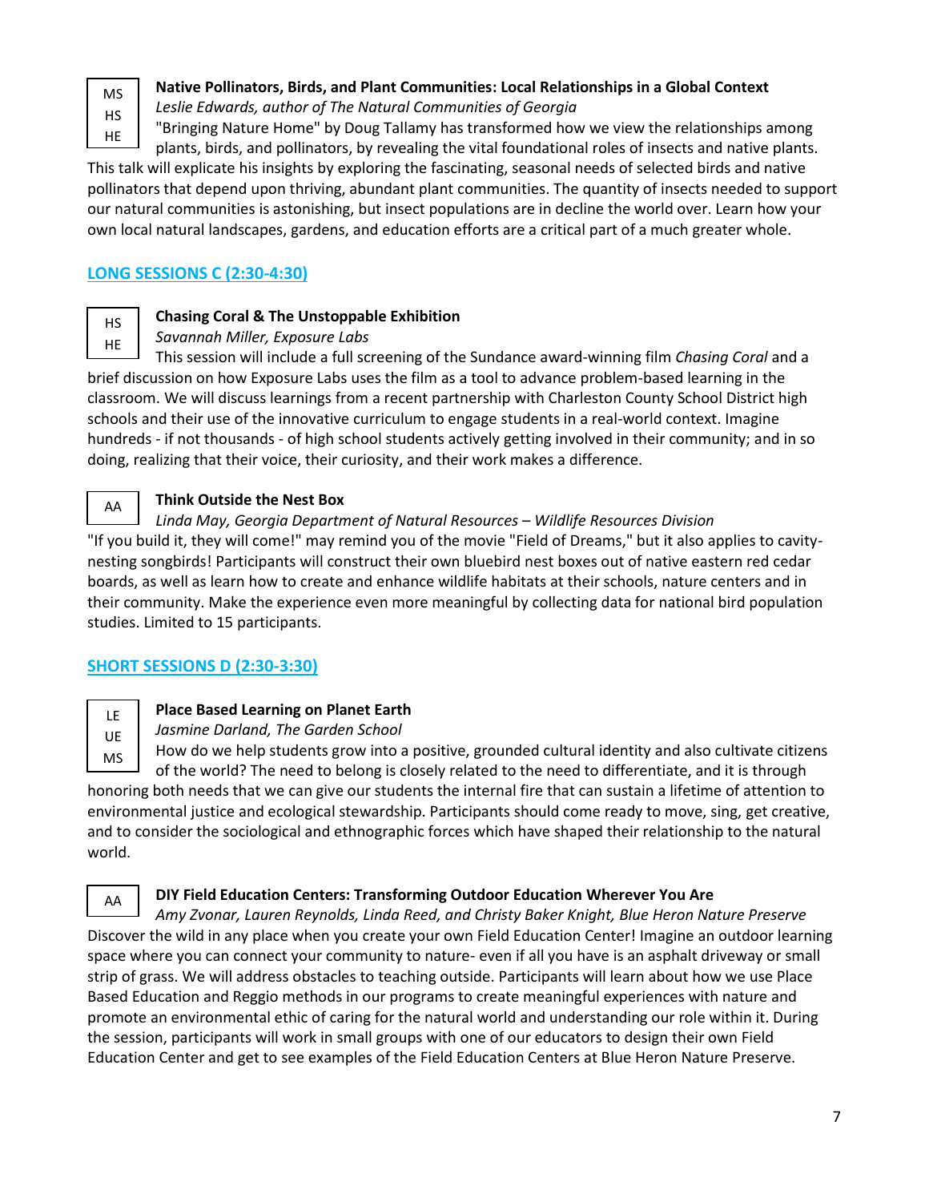MS
HS
HE

**Native Pollinators, Birds, and Plant Communities: Local Relationships in a Global Context**
*Leslie Edwards, author of The Natural Communities of Georgia*
"Bringing Nature Home" by Doug Tallamy has transformed how we view the relationships among plants, birds, and pollinators, by revealing the vital foundational roles of insects and native plants. This talk will explicate his insights by exploring the fascinating, seasonal needs of selected birds and native pollinators that depend upon thriving, abundant plant communities. The quantity of insects needed to support our natural communities is astonishing, but insect populations are in decline the world over. Learn how your own local natural landscapes, gardens, and education efforts are a critical part of a much greater whole.

## LONG SESSIONS C (2:30-4:30)

HS
HE

**Chasing Coral & The Unstoppable Exhibition**
*Savannah Miller, Exposure Labs*
This session will include a full screening of the Sundance award-winning film *Chasing Coral* and a brief discussion on how Exposure Labs uses the film as a tool to advance problem-based learning in the classroom. We will discuss learnings from a recent partnership with Charleston County School District high schools and their use of the innovative curriculum to engage students in a real-world context. Imagine hundreds - if not thousands - of high school students actively getting involved in their community; and in so doing, realizing that their voice, their curiosity, and their work makes a difference.

AA

**Think Outside the Nest Box**
*Linda May, Georgia Department of Natural Resources – Wildlife Resources Division*
"If you build it, they will come!" may remind you of the movie "Field of Dreams," but it also applies to cavity-nesting songbirds! Participants will construct their own bluebird nest boxes out of native eastern red cedar boards, as well as learn how to create and enhance wildlife habitats at their schools, nature centers and in their community. Make the experience even more meaningful by collecting data for national bird population studies. Limited to 15 participants.

## SHORT SESSIONS D (2:30-3:30)

LE
UE
MS

**Place Based Learning on Planet Earth**
*Jasmine Darland, The Garden School*
How do we help students grow into a positive, grounded cultural identity and also cultivate citizens of the world? The need to belong is closely related to the need to differentiate, and it is through honoring both needs that we can give our students the internal fire that can sustain a lifetime of attention to environmental justice and ecological stewardship. Participants should come ready to move, sing, get creative, and to consider the sociological and ethnographic forces which have shaped their relationship to the natural world.

AA

**DIY Field Education Centers: Transforming Outdoor Education Wherever You Are**
*Amy Zvonar, Lauren Reynolds, Linda Reed, and Christy Baker Knight, Blue Heron Nature Preserve*
Discover the wild in any place when you create your own Field Education Center! Imagine an outdoor learning space where you can connect your community to nature- even if all you have is an asphalt driveway or small strip of grass. We will address obstacles to teaching outside. Participants will learn about how we use Place Based Education and Reggio methods in our programs to create meaningful experiences with nature and promote an environmental ethic of caring for the natural world and understanding our role within it. During the session, participants will work in small groups with one of our educators to design their own Field Education Center and get to see examples of the Field Education Centers at Blue Heron Nature Preserve.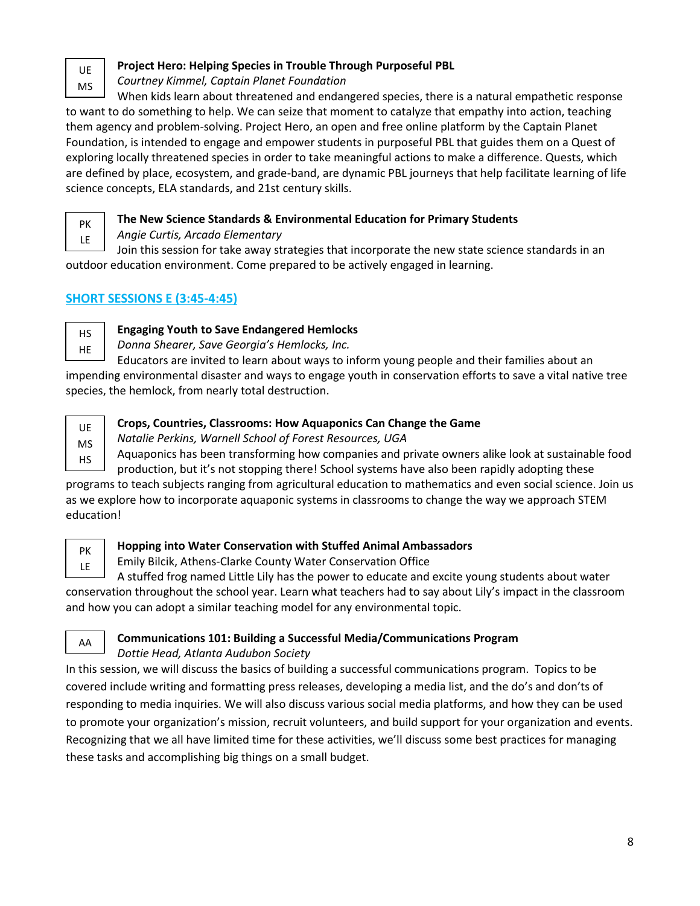UE
MS

**Project Hero: Helping Species in Trouble Through Purposeful PBL**
*Courtney Kimmel, Captain Planet Foundation*
When kids learn about threatened and endangered species, there is a natural empathetic response to want to do something to help. We can seize that moment to catalyze that empathy into action, teaching them agency and problem-solving. Project Hero, an open and free online platform by the Captain Planet Foundation, is intended to engage and empower students in purposeful PBL that guides them on a Quest of exploring locally threatened species in order to take meaningful actions to make a difference. Quests, which are defined by place, ecosystem, and grade-band, are dynamic PBL journeys that help facilitate learning of life science concepts, ELA standards, and 21st century skills.

PK
LE

**The New Science Standards & Environmental Education for Primary Students**
*Angie Curtis, Arcado Elementary*
Join this session for take away strategies that incorporate the new state science standards in an outdoor education environment. Come prepared to be actively engaged in learning.

## SHORT SESSIONS E (3:45-4:45)

HS
HE

**Engaging Youth to Save Endangered Hemlocks**
*Donna Shearer, Save Georgia's Hemlocks, Inc.*
Educators are invited to learn about ways to inform young people and their families about an impending environmental disaster and ways to engage youth in conservation efforts to save a vital native tree species, the hemlock, from nearly total destruction.

UE
MS
HS

**Crops, Countries, Classrooms: How Aquaponics Can Change the Game**
*Natalie Perkins, Warnell School of Forest Resources, UGA*
Aquaponics has been transforming how companies and private owners alike look at sustainable food production, but it's not stopping there! School systems have also been rapidly adopting these programs to teach subjects ranging from agricultural education to mathematics and even social science. Join us as we explore how to incorporate aquaponic systems in classrooms to change the way we approach STEM education!

PK
LE

**Hopping into Water Conservation with Stuffed Animal Ambassadors**
Emily Bilcik, Athens-Clarke County Water Conservation Office
A stuffed frog named Little Lily has the power to educate and excite young students about water conservation throughout the school year. Learn what teachers had to say about Lily's impact in the classroom and how you can adopt a similar teaching model for any environmental topic.

AA

**Communications 101: Building a Successful Media/Communications Program**
*Dottie Head, Atlanta Audubon Society*
In this session, we will discuss the basics of building a successful communications program. Topics to be covered include writing and formatting press releases, developing a media list, and the do's and don'ts of responding to media inquiries. We will also discuss various social media platforms, and how they can be used to promote your organization's mission, recruit volunteers, and build support for your organization and events. Recognizing that we all have limited time for these activities, we'll discuss some best practices for managing these tasks and accomplishing big things on a small budget.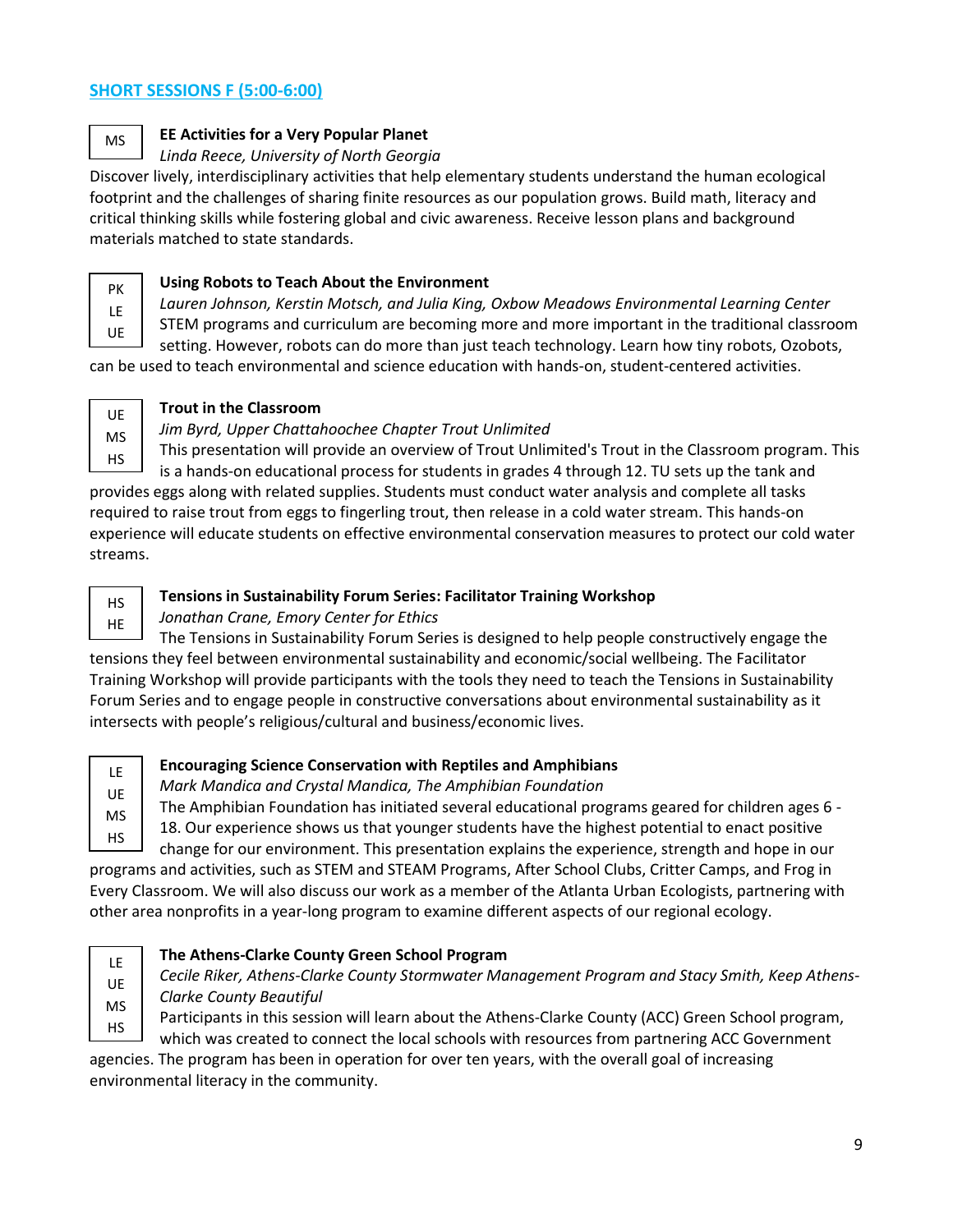## SHORT SESSIONS F (5:00-6:00)

MS

### EE Activities for a Very Popular Planet

*Linda Reece, University of North Georgia*

Discover lively, interdisciplinary activities that help elementary students understand the human ecological footprint and the challenges of sharing finite resources as our population grows. Build math, literacy and critical thinking skills while fostering global and civic awareness. Receive lesson plans and background materials matched to state standards.

PK
LE
UE

### Using Robots to Teach About the Environment

*Lauren Johnson, Kerstin Motsch, and Julia King, Oxbow Meadows Environmental Learning Center*

STEM programs and curriculum are becoming more and more important in the traditional classroom setting. However, robots can do more than just teach technology. Learn how tiny robots, Ozobots, can be used to teach environmental and science education with hands-on, student-centered activities.

UE
MS
HS

### Trout in the Classroom

*Jim Byrd, Upper Chattahoochee Chapter Trout Unlimited*

This presentation will provide an overview of Trout Unlimited's Trout in the Classroom program. This is a hands-on educational process for students in grades 4 through 12. TU sets up the tank and provides eggs along with related supplies. Students must conduct water analysis and complete all tasks required to raise trout from eggs to fingerling trout, then release in a cold water stream. This hands-on experience will educate students on effective environmental conservation measures to protect our cold water streams.

HS
HE

### Tensions in Sustainability Forum Series: Facilitator Training Workshop

*Jonathan Crane, Emory Center for Ethics*

The Tensions in Sustainability Forum Series is designed to help people constructively engage the tensions they feel between environmental sustainability and economic/social wellbeing. The Facilitator Training Workshop will provide participants with the tools they need to teach the Tensions in Sustainability Forum Series and to engage people in constructive conversations about environmental sustainability as it intersects with people's religious/cultural and business/economic lives.

LE
UE
MS
HS

### Encouraging Science Conservation with Reptiles and Amphibians

*Mark Mandica and Crystal Mandica, The Amphibian Foundation*

The Amphibian Foundation has initiated several educational programs geared for children ages 6 - 18. Our experience shows us that younger students have the highest potential to enact positive change for our environment. This presentation explains the experience, strength and hope in our programs and activities, such as STEM and STEAM Programs, After School Clubs, Critter Camps, and Frog in Every Classroom. We will also discuss our work as a member of the Atlanta Urban Ecologists, partnering with other area nonprofits in a year-long program to examine different aspects of our regional ecology.

LE
UE
MS
HS

### The Athens-Clarke County Green School Program

*Cecile Riker, Athens-Clarke County Stormwater Management Program and Stacy Smith, Keep Athens-Clarke County Beautiful*

Participants in this session will learn about the Athens-Clarke County (ACC) Green School program, which was created to connect the local schools with resources from partnering ACC Government agencies. The program has been in operation for over ten years, with the overall goal of increasing environmental literacy in the community.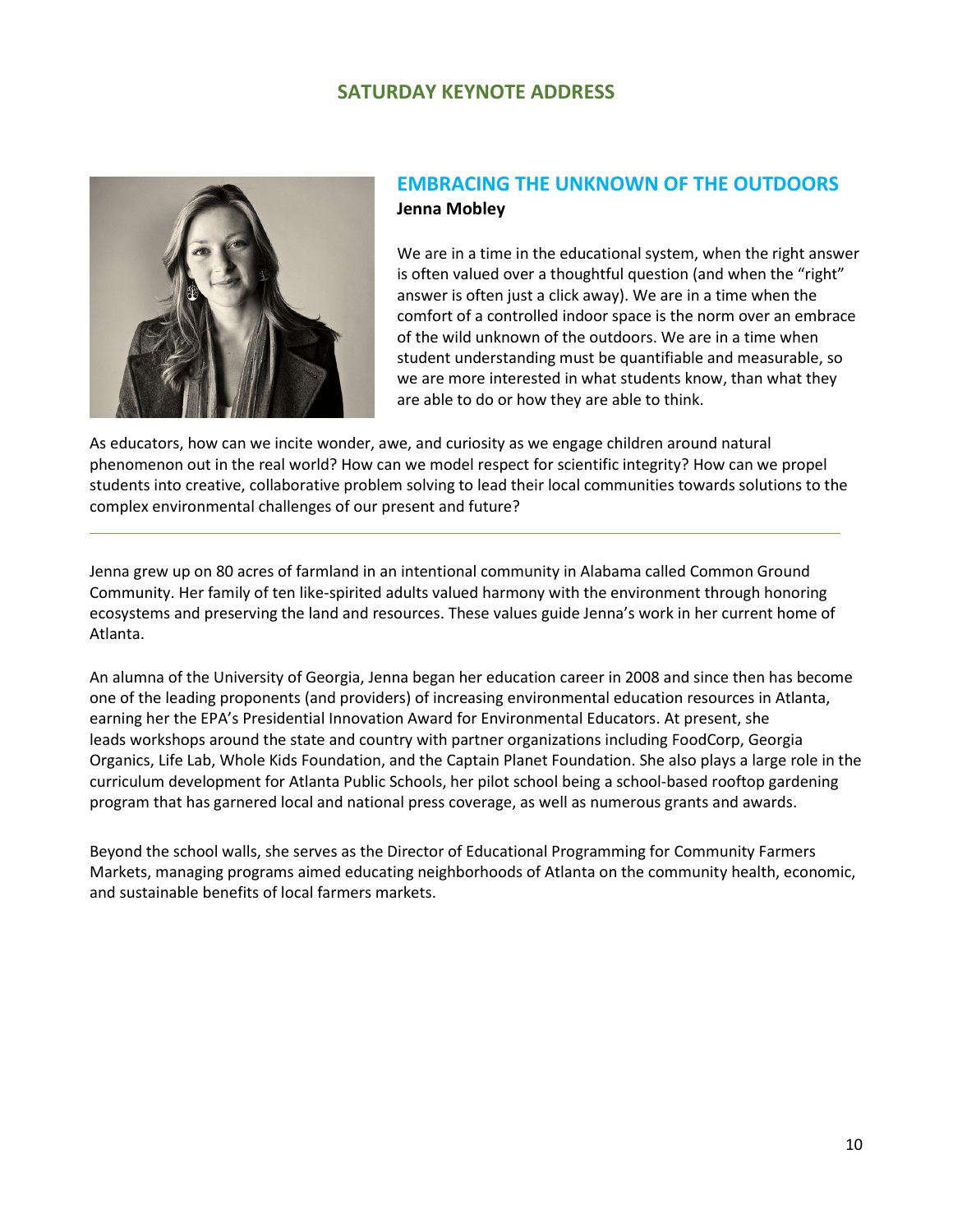## SATURDAY KEYNOTE ADDRESS

### EMBRACING THE UNKNOWN OF THE OUTDOORS

**Jenna Mobley**

We are in a time in the educational system, when the right answer is often valued over a thoughtful question (and when the "right" answer is often just a click away). We are in a time when the comfort of a controlled indoor space is the norm over an embrace of the wild unknown of the outdoors. We are in a time when student understanding must be quantifiable and measurable, so we are more interested in what students know, than what they are able to do or how they are able to think.

As educators, how can we incite wonder, awe, and curiosity as we engage children around natural phenomenon out in the real world? How can we model respect for scientific integrity? How can we propel students into creative, collaborative problem solving to lead their local communities towards solutions to the complex environmental challenges of our present and future?

---

Jenna grew up on 80 acres of farmland in an intentional community in Alabama called Common Ground Community. Her family of ten like-spirited adults valued harmony with the environment through honoring ecosystems and preserving the land and resources. These values guide Jenna's work in her current home of Atlanta.

An alumna of the University of Georgia, Jenna began her education career in 2008 and since then has become one of the leading proponents (and providers) of increasing environmental education resources in Atlanta, earning her the EPA's Presidential Innovation Award for Environmental Educators. At present, she leads workshops around the state and country with partner organizations including FoodCorp, Georgia Organics, Life Lab, Whole Kids Foundation, and the Captain Planet Foundation. She also plays a large role in the curriculum development for Atlanta Public Schools, her pilot school being a school-based rooftop gardening program that has garnered local and national press coverage, as well as numerous grants and awards.

Beyond the school walls, she serves as the Director of Educational Programming for Community Farmers Markets, managing programs aimed educating neighborhoods of Atlanta on the community health, economic, and sustainable benefits of local farmers markets.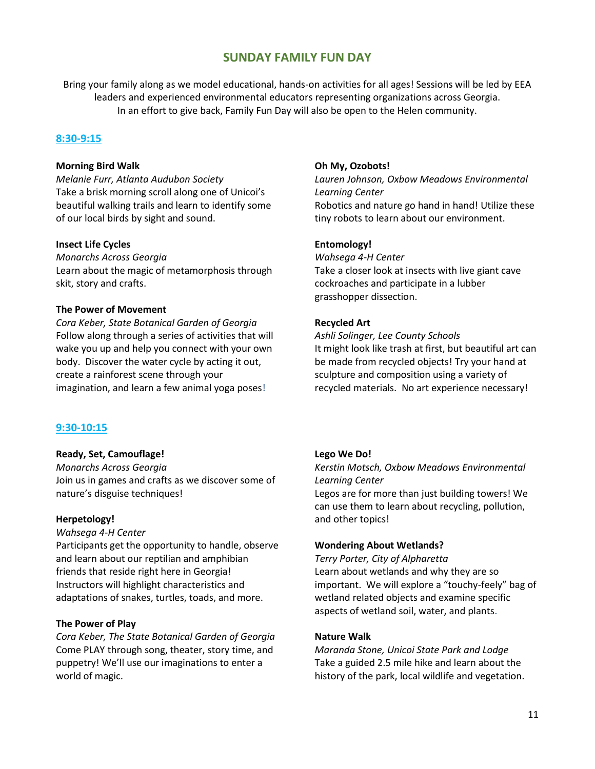# SUNDAY FAMILY FUN DAY

Bring your family along as we model educational, hands-on activities for all ages! Sessions will be led by EEA leaders and experienced environmental educators representing organizations across Georgia. In an effort to give back, Family Fun Day will also be open to the Helen community.

## 8:30-9:15

**Morning Bird Walk**
*Melanie Furr, Atlanta Audubon Society*
Take a brisk morning scroll along one of Unicoi's beautiful walking trails and learn to identify some of our local birds by sight and sound.

**Insect Life Cycles**
*Monarchs Across Georgia*
Learn about the magic of metamorphosis through skit, story and crafts.

**The Power of Movement**
*Cora Keber, State Botanical Garden of Georgia*
Follow along through a series of activities that will wake you up and help you connect with your own body. Discover the water cycle by acting it out, create a rainforest scene through your imagination, and learn a few animal yoga poses!

**Oh My, Ozobots!**
*Lauren Johnson, Oxbow Meadows Environmental Learning Center*
Robotics and nature go hand in hand! Utilize these tiny robots to learn about our environment.

**Entomology!**
*Wahsega 4-H Center*
Take a closer look at insects with live giant cave cockroaches and participate in a lubber grasshopper dissection.

**Recycled Art**
*Ashli Solinger, Lee County Schools*
It might look like trash at first, but beautiful art can be made from recycled objects! Try your hand at sculpture and composition using a variety of recycled materials. No art experience necessary!

## 9:30-10:15

**Ready, Set, Camouflage!**
*Monarchs Across Georgia*
Join us in games and crafts as we discover some of nature's disguise techniques!

**Herpetology!**
*Wahsega 4-H Center*
Participants get the opportunity to handle, observe and learn about our reptilian and amphibian friends that reside right here in Georgia! Instructors will highlight characteristics and adaptations of snakes, turtles, toads, and more.

**The Power of Play**
*Cora Keber, The State Botanical Garden of Georgia*
Come PLAY through song, theater, story time, and puppetry! We'll use our imaginations to enter a world of magic.

**Lego We Do!**
*Kerstin Motsch, Oxbow Meadows Environmental Learning Center*
Legos are for more than just building towers! We can use them to learn about recycling, pollution, and other topics!

**Wondering About Wetlands?**
*Terry Porter, City of Alpharetta*
Learn about wetlands and why they are so important. We will explore a "touchy-feely" bag of wetland related objects and examine specific aspects of wetland soil, water, and plants.

**Nature Walk**
*Maranda Stone, Unicoi State Park and Lodge*
Take a guided 2.5 mile hike and learn about the history of the park, local wildlife and vegetation.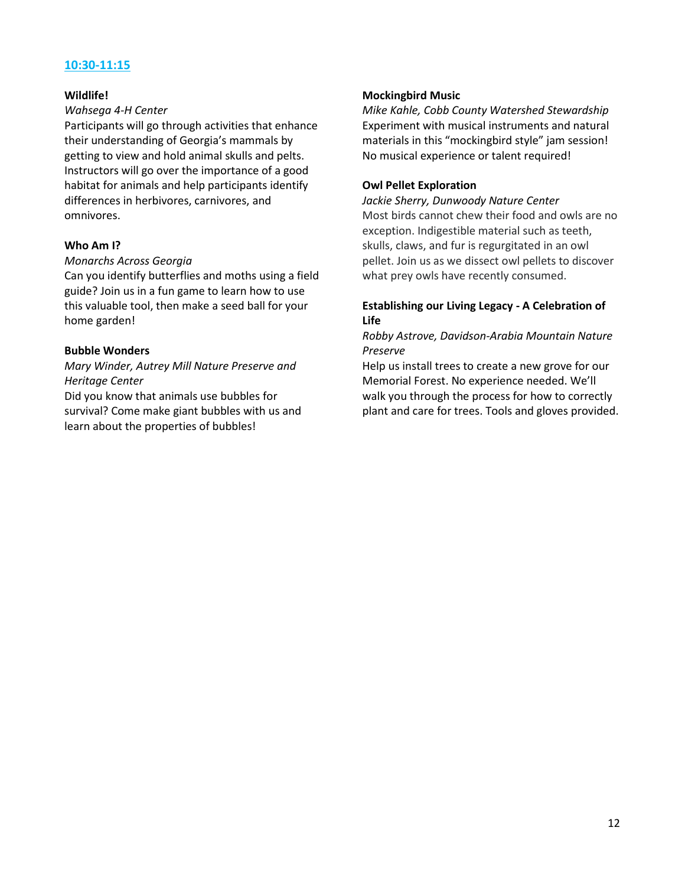## 10:30-11:15

**Wildlife!**

*Wahsega 4-H Center*

Participants will go through activities that enhance their understanding of Georgia's mammals by getting to view and hold animal skulls and pelts. Instructors will go over the importance of a good habitat for animals and help participants identify differences in herbivores, carnivores, and omnivores.

**Who Am I?**

*Monarchs Across Georgia*

Can you identify butterflies and moths using a field guide? Join us in a fun game to learn how to use this valuable tool, then make a seed ball for your home garden!

**Bubble Wonders**

*Mary Winder, Autrey Mill Nature Preserve and Heritage Center*

Did you know that animals use bubbles for survival? Come make giant bubbles with us and learn about the properties of bubbles!

**Mockingbird Music**

*Mike Kahle, Cobb County Watershed Stewardship*

Experiment with musical instruments and natural materials in this "mockingbird style" jam session! No musical experience or talent required!

**Owl Pellet Exploration**

*Jackie Sherry, Dunwoody Nature Center*

Most birds cannot chew their food and owls are no exception. Indigestible material such as teeth, skulls, claws, and fur is regurgitated in an owl pellet. Join us as we dissect owl pellets to discover what prey owls have recently consumed.

**Establishing our Living Legacy - A Celebration of Life**

*Robby Astrove, Davidson-Arabia Mountain Nature Preserve*

Help us install trees to create a new grove for our Memorial Forest. No experience needed. We'll walk you through the process for how to correctly plant and care for trees. Tools and gloves provided.